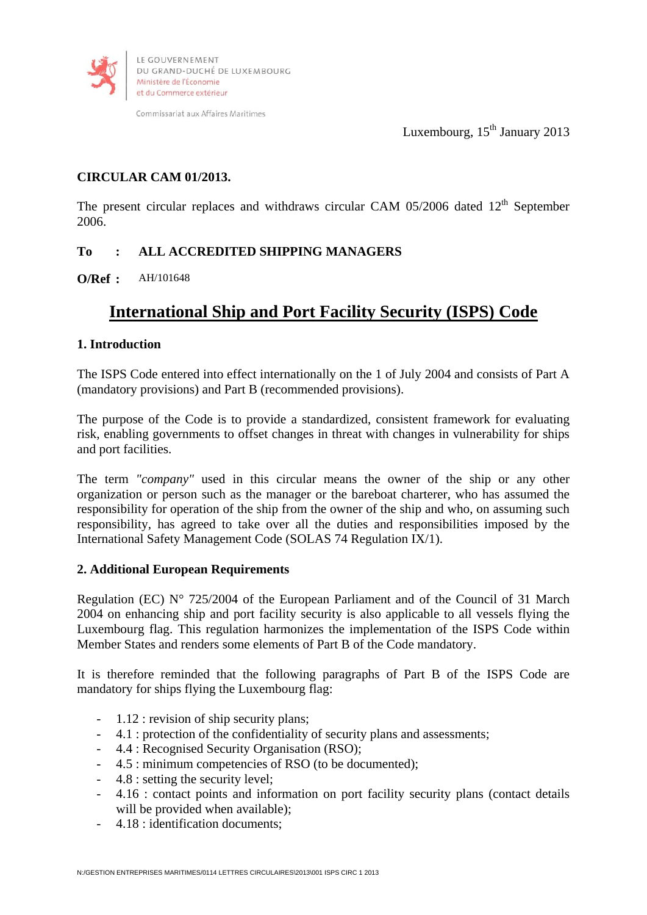LE GOUVERNEMENT
DU GRAND-DUCHÉ DE LUXEMBOURG
Ministère de l'Économie
et du Commerce extérieur

Commissariat aux Affaires Maritimes

Luxembourg, 15th January 2013

**CIRCULAR CAM 01/2013.**

The present circular replaces and withdraws circular CAM 05/2006 dated 12th September 2006.

**To : ALL ACCREDITED SHIPPING MANAGERS**

**O/Ref :** AH/101648

# International Ship and Port Facility Security (ISPS) Code

## 1. Introduction

The ISPS Code entered into effect internationally on the 1 of July 2004 and consists of Part A (mandatory provisions) and Part B (recommended provisions).

The purpose of the Code is to provide a standardized, consistent framework for evaluating risk, enabling governments to offset changes in threat with changes in vulnerability for ships and port facilities.

The term *"company"* used in this circular means the owner of the ship or any other organization or person such as the manager or the bareboat charterer, who has assumed the responsibility for operation of the ship from the owner of the ship and who, on assuming such responsibility, has agreed to take over all the duties and responsibilities imposed by the International Safety Management Code (SOLAS 74 Regulation IX/1).

## 2. Additional European Requirements

Regulation (EC) N° 725/2004 of the European Parliament and of the Council of 31 March 2004 on enhancing ship and port facility security is also applicable to all vessels flying the Luxembourg flag. This regulation harmonizes the implementation of the ISPS Code within Member States and renders some elements of Part B of the Code mandatory.

It is therefore reminded that the following paragraphs of Part B of the ISPS Code are mandatory for ships flying the Luxembourg flag:

- 1.12 : revision of ship security plans;
- 4.1 : protection of the confidentiality of security plans and assessments;
- 4.4 : Recognised Security Organisation (RSO);
- 4.5 : minimum competencies of RSO (to be documented);
- 4.8 : setting the security level;
- 4.16 : contact points and information on port facility security plans (contact details will be provided when available);
- 4.18 : identification documents;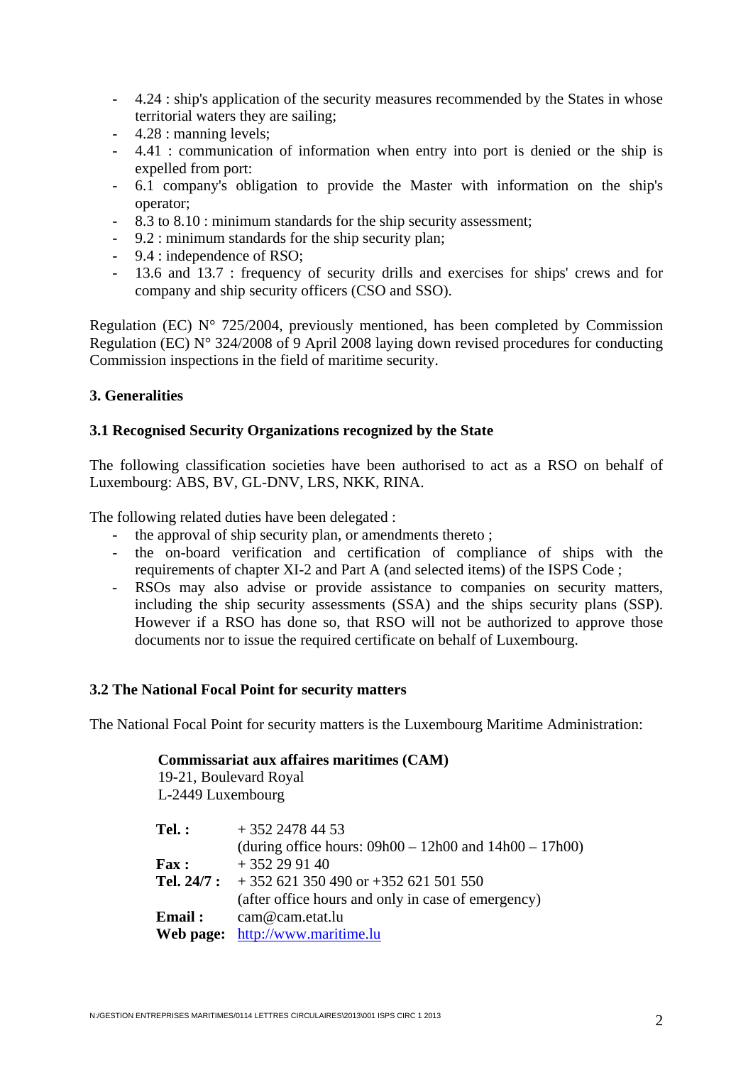- 4.24 : ship's application of the security measures recommended by the States in whose territorial waters they are sailing;
- 4.28 : manning levels;
- 4.41 : communication of information when entry into port is denied or the ship is expelled from port:
- 6.1 company's obligation to provide the Master with information on the ship's operator;
- 8.3 to 8.10 : minimum standards for the ship security assessment;
- 9.2 : minimum standards for the ship security plan;
- 9.4 : independence of RSO;
- 13.6 and 13.7 : frequency of security drills and exercises for ships' crews and for company and ship security officers (CSO and SSO).

Regulation (EC) N° 725/2004, previously mentioned, has been completed by Commission Regulation (EC) N° 324/2008 of 9 April 2008 laying down revised procedures for conducting Commission inspections in the field of maritime security.

## 3. Generalities

### 3.1 Recognised Security Organizations recognized by the State

The following classification societies have been authorised to act as a RSO on behalf of Luxembourg: ABS, BV, GL-DNV, LRS, NKK, RINA.

The following related duties have been delegated :

- the approval of ship security plan, or amendments thereto ;
- the on-board verification and certification of compliance of ships with the requirements of chapter XI-2 and Part A (and selected items) of the ISPS Code ;
- RSOs may also advise or provide assistance to companies on security matters, including the ship security assessments (SSA) and the ships security plans (SSP). However if a RSO has done so, that RSO will not be authorized to approve those documents nor to issue the required certificate on behalf of Luxembourg.

### 3.2 The National Focal Point for security matters

The National Focal Point for security matters is the Luxembourg Maritime Administration:

**Commissariat aux affaires maritimes (CAM)**
19-21, Boulevard Royal
L-2449 Luxembourg

| | |
|---|---|
| **Tel. :** | + 352 2478 44 53 (during office hours: 09h00 – 12h00 and 14h00 – 17h00) |
| **Fax :** | + 352 29 91 40 |
| **Tel. 24/7 :** | + 352 621 350 490 or +352 621 501 550 (after office hours and only in case of emergency) |
| **Email :** | cam@cam.etat.lu |
| **Web page:** | http://www.maritime.lu |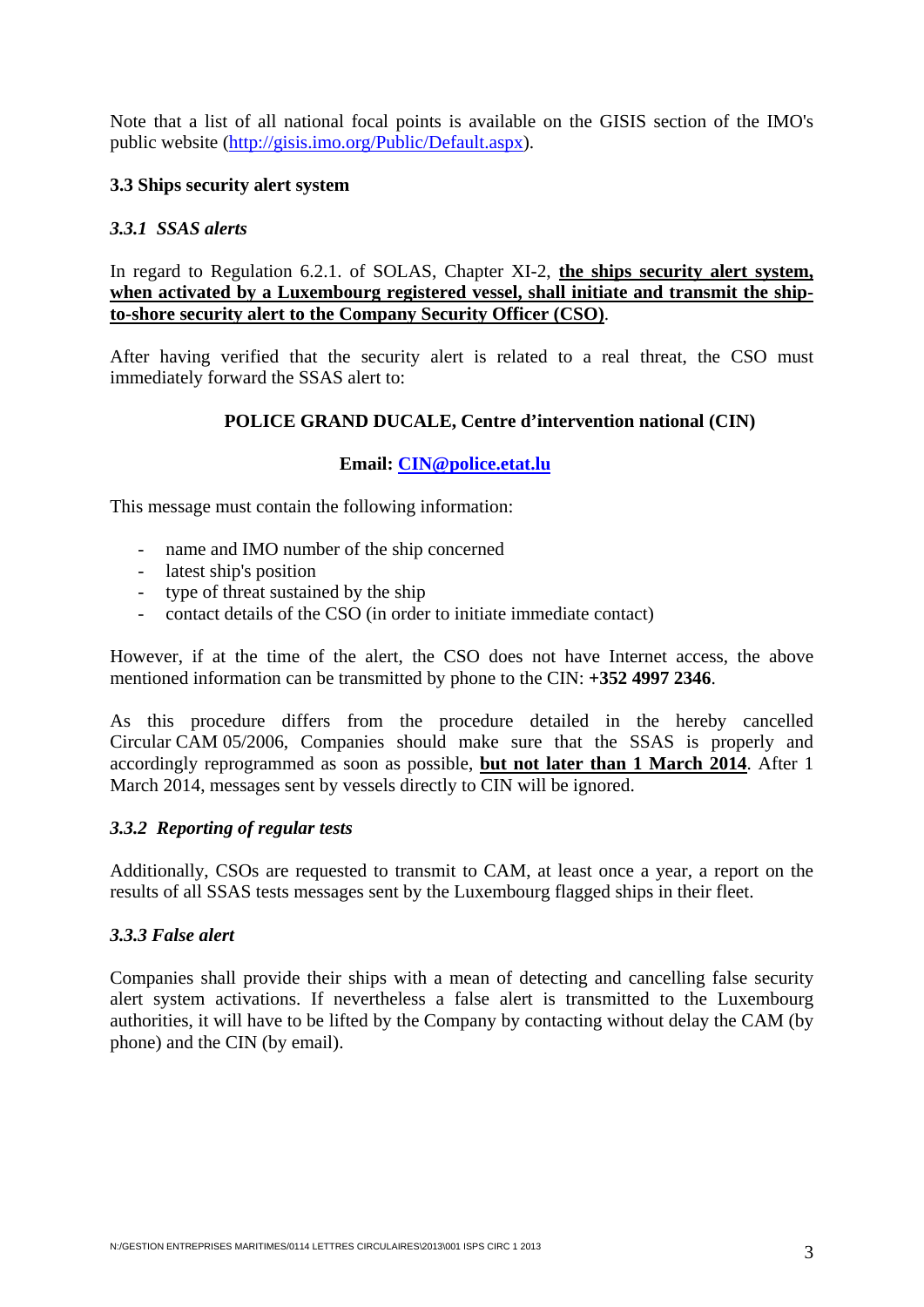Note that a list of all national focal points is available on the GISIS section of the IMO's public website ([http://gisis.imo.org/Public/Default.aspx](http://gisis.imo.org/Public/Default.aspx)).

### 3.3 Ships security alert system

#### *3.3.1 SSAS alerts*

In regard to Regulation 6.2.1. of SOLAS, Chapter XI-2, **<u>the ships security alert system, when activated by a Luxembourg registered vessel, shall initiate and transmit the ship-to-shore security alert to the Company Security Officer (CSO)</u>**.

After having verified that the security alert is related to a real threat, the CSO must immediately forward the SSAS alert to:

**POLICE GRAND DUCALE, Centre d'intervention national (CIN)**

**Email: [CIN@police.etat.lu](mailto:CIN@police.etat.lu)**

This message must contain the following information:

- name and IMO number of the ship concerned
- latest ship's position
- type of threat sustained by the ship
- contact details of the CSO (in order to initiate immediate contact)

However, if at the time of the alert, the CSO does not have Internet access, the above mentioned information can be transmitted by phone to the CIN: **+352 4997 2346**.

As this procedure differs from the procedure detailed in the hereby cancelled Circular CAM 05/2006, Companies should make sure that the SSAS is properly and accordingly reprogrammed as soon as possible, **<u>but not later than 1 March 2014</u>**. After 1 March 2014, messages sent by vessels directly to CIN will be ignored.

#### *3.3.2 Reporting of regular tests*

Additionally, CSOs are requested to transmit to CAM, at least once a year, a report on the results of all SSAS tests messages sent by the Luxembourg flagged ships in their fleet.

#### *3.3.3 False alert*

Companies shall provide their ships with a mean of detecting and cancelling false security alert system activations. If nevertheless a false alert is transmitted to the Luxembourg authorities, it will have to be lifted by the Company by contacting without delay the CAM (by phone) and the CIN (by email).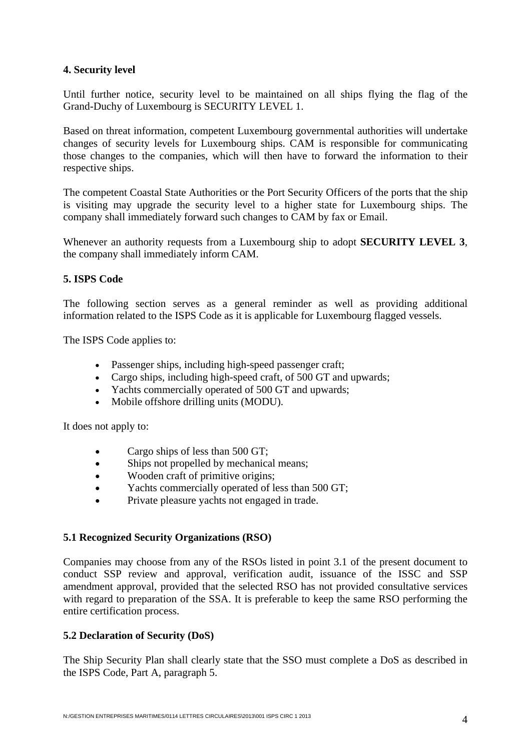**4. Security level**

Until further notice, security level to be maintained on all ships flying the flag of the Grand-Duchy of Luxembourg is SECURITY LEVEL 1.

Based on threat information, competent Luxembourg governmental authorities will undertake changes of security levels for Luxembourg ships. CAM is responsible for communicating those changes to the companies, which will then have to forward the information to their respective ships.

The competent Coastal State Authorities or the Port Security Officers of the ports that the ship is visiting may upgrade the security level to a higher state for Luxembourg ships. The company shall immediately forward such changes to CAM by fax or Email.

Whenever an authority requests from a Luxembourg ship to adopt **SECURITY LEVEL 3**, the company shall immediately inform CAM.

**5. ISPS Code**

The following section serves as a general reminder as well as providing additional information related to the ISPS Code as it is applicable for Luxembourg flagged vessels.

The ISPS Code applies to:

- Passenger ships, including high-speed passenger craft;
- Cargo ships, including high-speed craft, of 500 GT and upwards;
- Yachts commercially operated of 500 GT and upwards;
- Mobile offshore drilling units (MODU).

It does not apply to:

- Cargo ships of less than 500 GT;
- Ships not propelled by mechanical means;
- Wooden craft of primitive origins;
- Yachts commercially operated of less than 500 GT;
- Private pleasure yachts not engaged in trade.

**5.1 Recognized Security Organizations (RSO)**

Companies may choose from any of the RSOs listed in point 3.1 of the present document to conduct SSP review and approval, verification audit, issuance of the ISSC and SSP amendment approval, provided that the selected RSO has not provided consultative services with regard to preparation of the SSA. It is preferable to keep the same RSO performing the entire certification process.

**5.2 Declaration of Security (DoS)**

The Ship Security Plan shall clearly state that the SSO must complete a DoS as described in the ISPS Code, Part A, paragraph 5.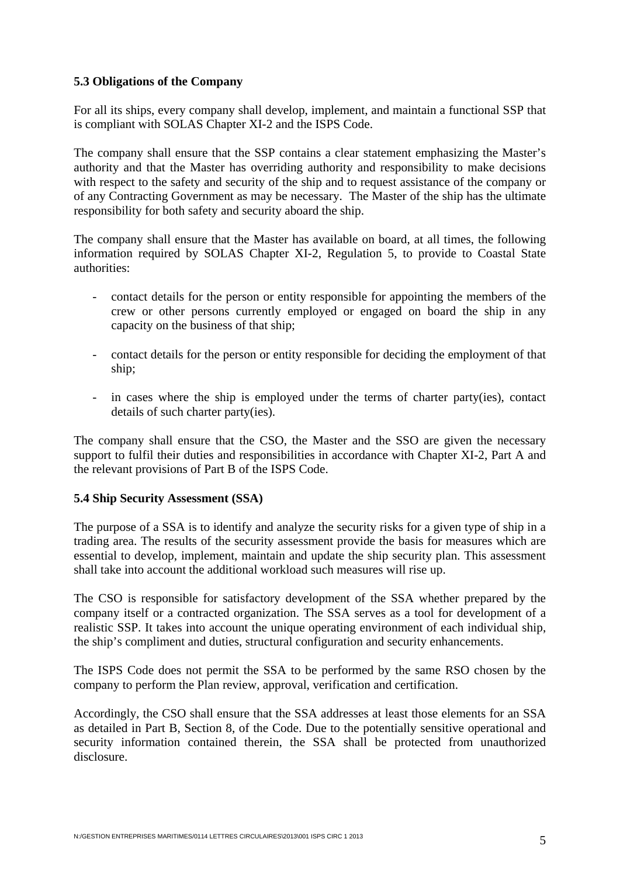### 5.3 Obligations of the Company

For all its ships, every company shall develop, implement, and maintain a functional SSP that is compliant with SOLAS Chapter XI-2 and the ISPS Code.

The company shall ensure that the SSP contains a clear statement emphasizing the Master's authority and that the Master has overriding authority and responsibility to make decisions with respect to the safety and security of the ship and to request assistance of the company or of any Contracting Government as may be necessary. The Master of the ship has the ultimate responsibility for both safety and security aboard the ship.

The company shall ensure that the Master has available on board, at all times, the following information required by SOLAS Chapter XI-2, Regulation 5, to provide to Coastal State authorities:

- contact details for the person or entity responsible for appointing the members of the crew or other persons currently employed or engaged on board the ship in any capacity on the business of that ship;
- contact details for the person or entity responsible for deciding the employment of that ship;
- in cases where the ship is employed under the terms of charter party(ies), contact details of such charter party(ies).

The company shall ensure that the CSO, the Master and the SSO are given the necessary support to fulfil their duties and responsibilities in accordance with Chapter XI-2, Part A and the relevant provisions of Part B of the ISPS Code.

### 5.4 Ship Security Assessment (SSA)

The purpose of a SSA is to identify and analyze the security risks for a given type of ship in a trading area. The results of the security assessment provide the basis for measures which are essential to develop, implement, maintain and update the ship security plan. This assessment shall take into account the additional workload such measures will rise up.

The CSO is responsible for satisfactory development of the SSA whether prepared by the company itself or a contracted organization. The SSA serves as a tool for development of a realistic SSP. It takes into account the unique operating environment of each individual ship, the ship's compliment and duties, structural configuration and security enhancements.

The ISPS Code does not permit the SSA to be performed by the same RSO chosen by the company to perform the Plan review, approval, verification and certification.

Accordingly, the CSO shall ensure that the SSA addresses at least those elements for an SSA as detailed in Part B, Section 8, of the Code. Due to the potentially sensitive operational and security information contained therein, the SSA shall be protected from unauthorized disclosure.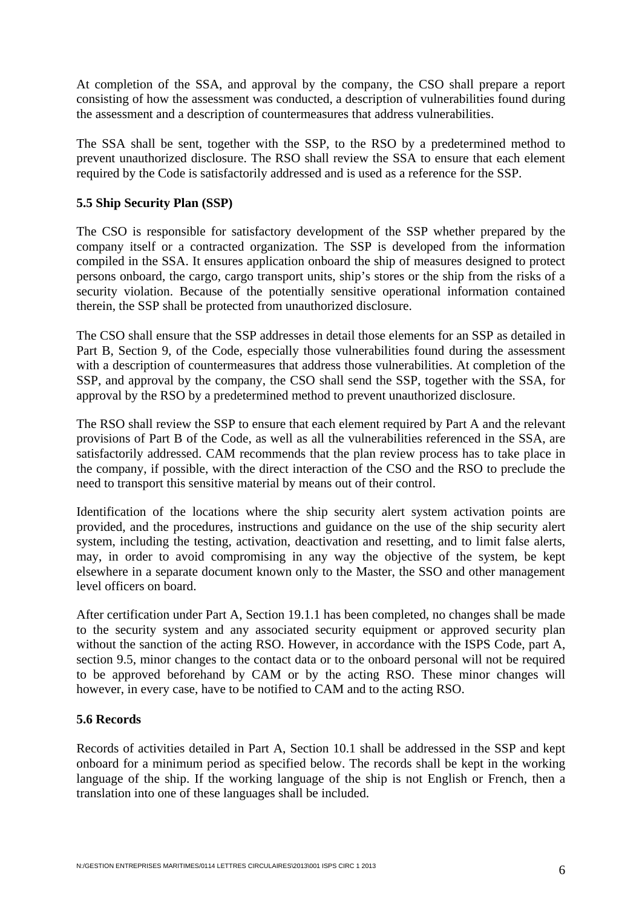At completion of the SSA, and approval by the company, the CSO shall prepare a report consisting of how the assessment was conducted, a description of vulnerabilities found during the assessment and a description of countermeasures that address vulnerabilities.

The SSA shall be sent, together with the SSP, to the RSO by a predetermined method to prevent unauthorized disclosure. The RSO shall review the SSA to ensure that each element required by the Code is satisfactorily addressed and is used as a reference for the SSP.

**5.5 Ship Security Plan (SSP)**

The CSO is responsible for satisfactory development of the SSP whether prepared by the company itself or a contracted organization. The SSP is developed from the information compiled in the SSA. It ensures application onboard the ship of measures designed to protect persons onboard, the cargo, cargo transport units, ship's stores or the ship from the risks of a security violation. Because of the potentially sensitive operational information contained therein, the SSP shall be protected from unauthorized disclosure.

The CSO shall ensure that the SSP addresses in detail those elements for an SSP as detailed in Part B, Section 9, of the Code, especially those vulnerabilities found during the assessment with a description of countermeasures that address those vulnerabilities. At completion of the SSP, and approval by the company, the CSO shall send the SSP, together with the SSA, for approval by the RSO by a predetermined method to prevent unauthorized disclosure.

The RSO shall review the SSP to ensure that each element required by Part A and the relevant provisions of Part B of the Code, as well as all the vulnerabilities referenced in the SSA, are satisfactorily addressed. CAM recommends that the plan review process has to take place in the company, if possible, with the direct interaction of the CSO and the RSO to preclude the need to transport this sensitive material by means out of their control.

Identification of the locations where the ship security alert system activation points are provided, and the procedures, instructions and guidance on the use of the ship security alert system, including the testing, activation, deactivation and resetting, and to limit false alerts, may, in order to avoid compromising in any way the objective of the system, be kept elsewhere in a separate document known only to the Master, the SSO and other management level officers on board.

After certification under Part A, Section 19.1.1 has been completed, no changes shall be made to the security system and any associated security equipment or approved security plan without the sanction of the acting RSO. However, in accordance with the ISPS Code, part A, section 9.5, minor changes to the contact data or to the onboard personal will not be required to be approved beforehand by CAM or by the acting RSO. These minor changes will however, in every case, have to be notified to CAM and to the acting RSO.

**5.6 Records**

Records of activities detailed in Part A, Section 10.1 shall be addressed in the SSP and kept onboard for a minimum period as specified below. The records shall be kept in the working language of the ship. If the working language of the ship is not English or French, then a translation into one of these languages shall be included.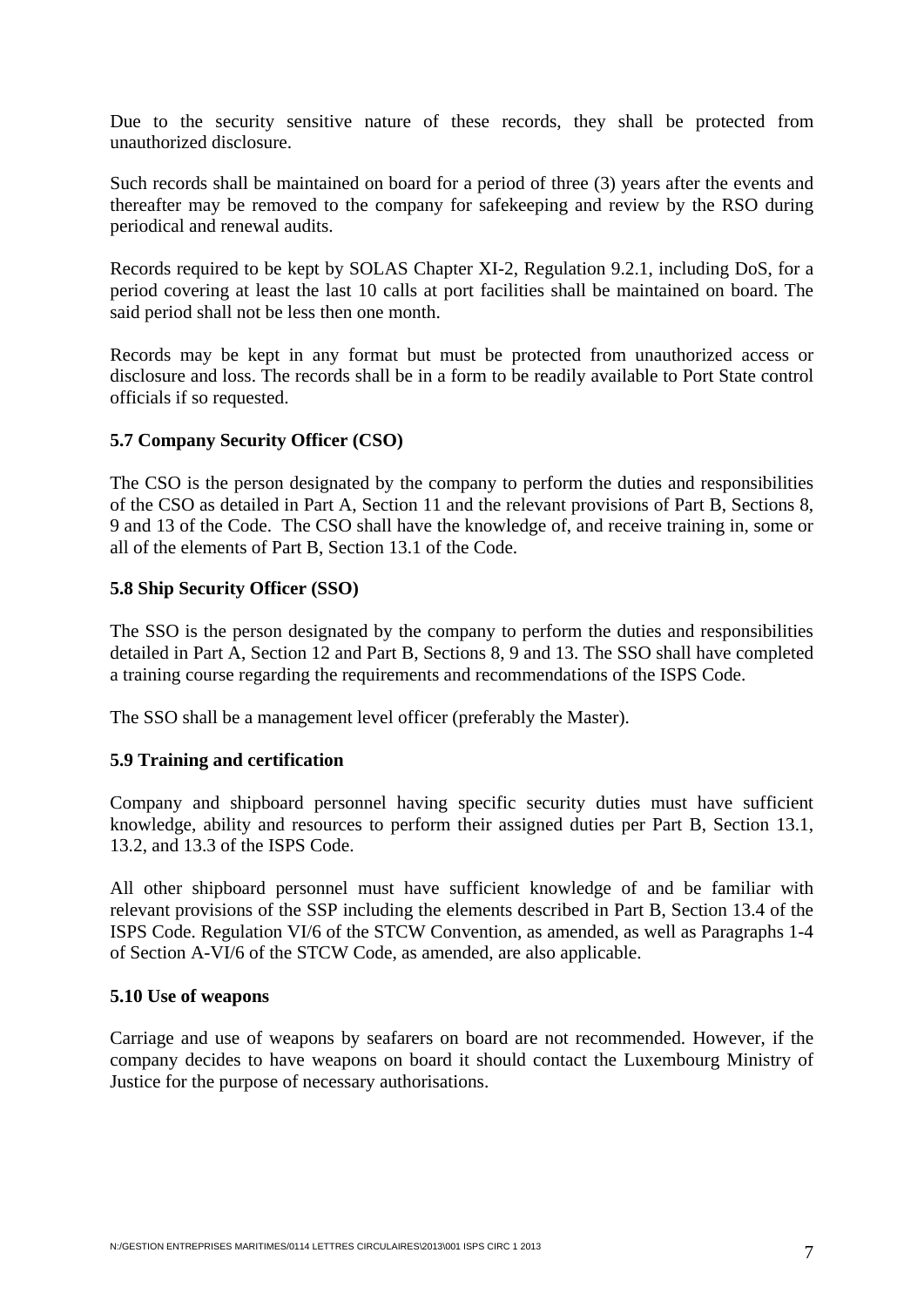Due to the security sensitive nature of these records, they shall be protected from unauthorized disclosure.

Such records shall be maintained on board for a period of three (3) years after the events and thereafter may be removed to the company for safekeeping and review by the RSO during periodical and renewal audits.

Records required to be kept by SOLAS Chapter XI-2, Regulation 9.2.1, including DoS, for a period covering at least the last 10 calls at port facilities shall be maintained on board. The said period shall not be less then one month.

Records may be kept in any format but must be protected from unauthorized access or disclosure and loss. The records shall be in a form to be readily available to Port State control officials if so requested.

### 5.7 Company Security Officer (CSO)

The CSO is the person designated by the company to perform the duties and responsibilities of the CSO as detailed in Part A, Section 11 and the relevant provisions of Part B, Sections 8, 9 and 13 of the Code. The CSO shall have the knowledge of, and receive training in, some or all of the elements of Part B, Section 13.1 of the Code.

### 5.8 Ship Security Officer (SSO)

The SSO is the person designated by the company to perform the duties and responsibilities detailed in Part A, Section 12 and Part B, Sections 8, 9 and 13. The SSO shall have completed a training course regarding the requirements and recommendations of the ISPS Code.

The SSO shall be a management level officer (preferably the Master).

### 5.9 Training and certification

Company and shipboard personnel having specific security duties must have sufficient knowledge, ability and resources to perform their assigned duties per Part B, Section 13.1, 13.2, and 13.3 of the ISPS Code.

All other shipboard personnel must have sufficient knowledge of and be familiar with relevant provisions of the SSP including the elements described in Part B, Section 13.4 of the ISPS Code. Regulation VI/6 of the STCW Convention, as amended, as well as Paragraphs 1-4 of Section A-VI/6 of the STCW Code, as amended, are also applicable.

### 5.10 Use of weapons

Carriage and use of weapons by seafarers on board are not recommended. However, if the company decides to have weapons on board it should contact the Luxembourg Ministry of Justice for the purpose of necessary authorisations.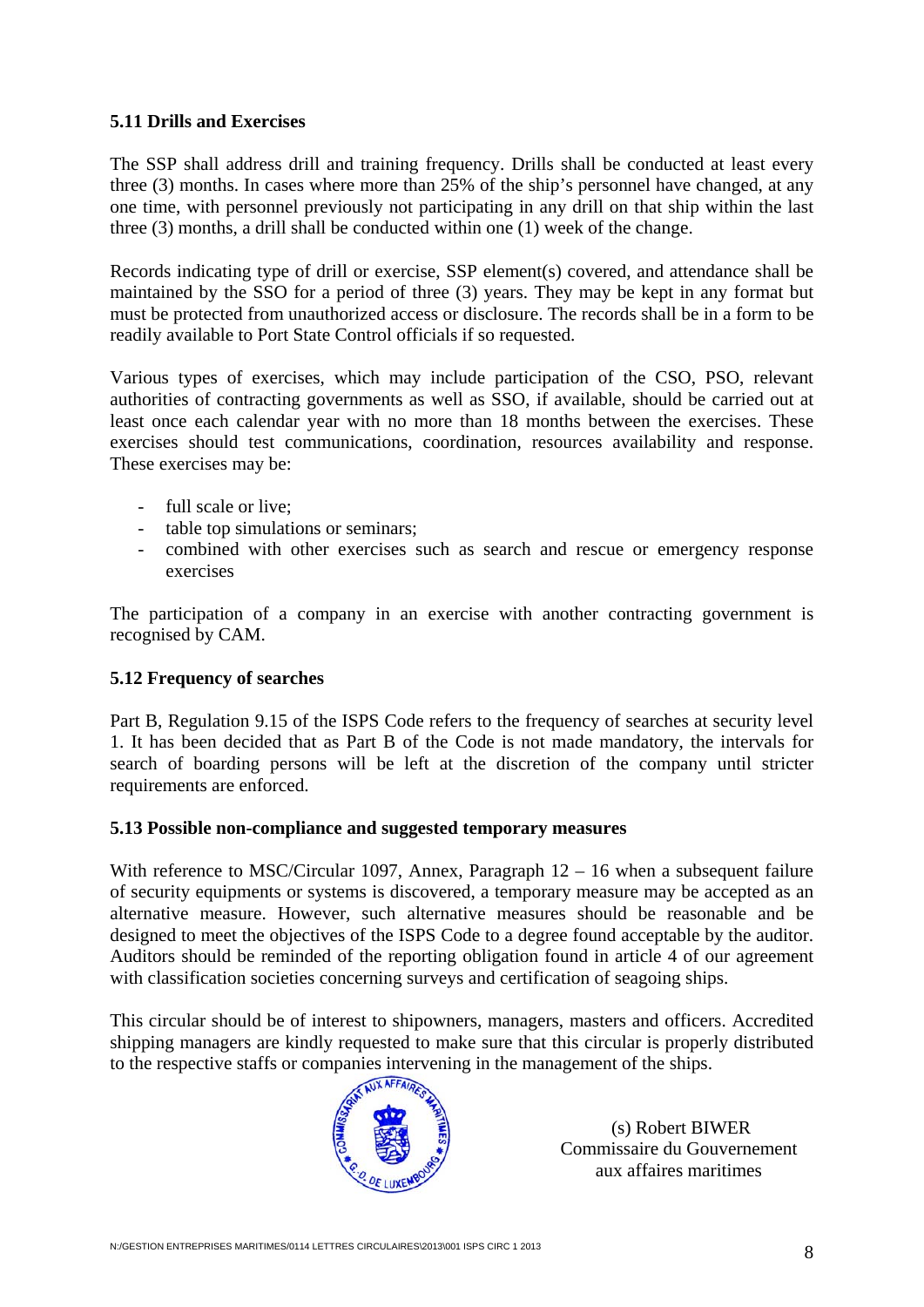### 5.11 Drills and Exercises

The SSP shall address drill and training frequency. Drills shall be conducted at least every three (3) months. In cases where more than 25% of the ship's personnel have changed, at any one time, with personnel previously not participating in any drill on that ship within the last three (3) months, a drill shall be conducted within one (1) week of the change.

Records indicating type of drill or exercise, SSP element(s) covered, and attendance shall be maintained by the SSO for a period of three (3) years. They may be kept in any format but must be protected from unauthorized access or disclosure. The records shall be in a form to be readily available to Port State Control officials if so requested.

Various types of exercises, which may include participation of the CSO, PSO, relevant authorities of contracting governments as well as SSO, if available, should be carried out at least once each calendar year with no more than 18 months between the exercises. These exercises should test communications, coordination, resources availability and response. These exercises may be:

- full scale or live;
- table top simulations or seminars;
- combined with other exercises such as search and rescue or emergency response exercises

The participation of a company in an exercise with another contracting government is recognised by CAM.

### 5.12 Frequency of searches

Part B, Regulation 9.15 of the ISPS Code refers to the frequency of searches at security level 1. It has been decided that as Part B of the Code is not made mandatory, the intervals for search of boarding persons will be left at the discretion of the company until stricter requirements are enforced.

### 5.13 Possible non-compliance and suggested temporary measures

With reference to MSC/Circular 1097, Annex, Paragraph 12 – 16 when a subsequent failure of security equipments or systems is discovered, a temporary measure may be accepted as an alternative measure. However, such alternative measures should be reasonable and be designed to meet the objectives of the ISPS Code to a degree found acceptable by the auditor. Auditors should be reminded of the reporting obligation found in article 4 of our agreement with classification societies concerning surveys and certification of seagoing ships.

This circular should be of interest to shipowners, managers, masters and officers. Accredited shipping managers are kindly requested to make sure that this circular is properly distributed to the respective staffs or companies intervening in the management of the ships.

COMMISSARIAT AUX AFFAIRES MARITIMES * G.-D. DE LUXEMBOURG *

(s) Robert BIWER
Commissaire du Gouvernement
aux affaires maritimes

N:/GESTION ENTREPRISES MARITIMES/0114 LETTRES CIRCULAIRES\2013\001 ISPS CIRC 1 2013